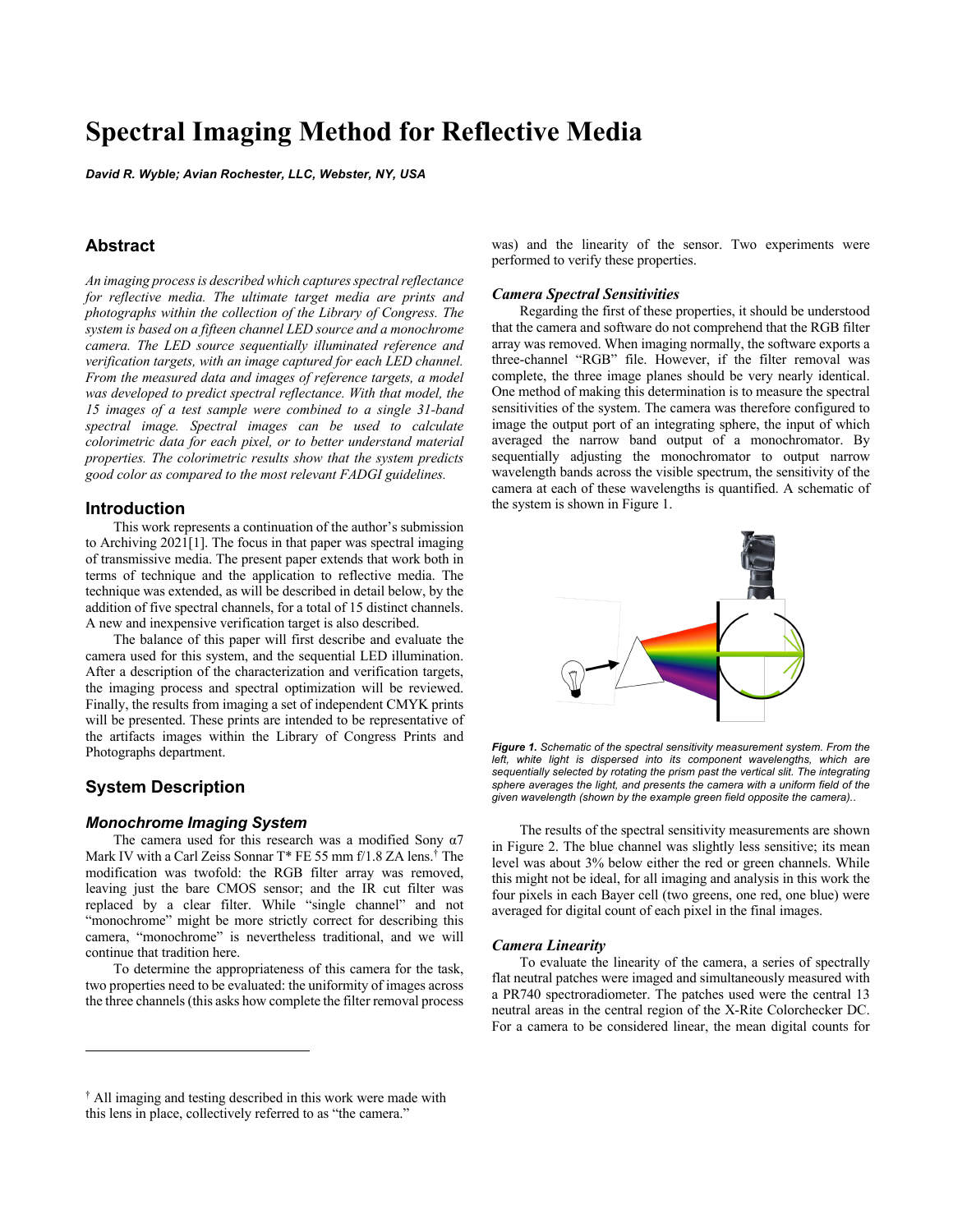# Spectral Imaging Method for Reflective Media

***David R. Wyble; Avian Rochester, LLC, Webster, NY, USA***

## Abstract

*An imaging process is described which captures spectral reflectance for reflective media. The ultimate target media are prints and photographs within the collection of the Library of Congress. The system is based on a fifteen channel LED source and a monochrome camera. The LED source sequentially illuminated reference and verification targets, with an image captured for each LED channel. From the measured data and images of reference targets, a model was developed to predict spectral reflectance. With that model, the 15 images of a test sample were combined to a single 31-band spectral image. Spectral images can be used to calculate colorimetric data for each pixel, or to better understand material properties. The colorimetric results show that the system predicts good color as compared to the most relevant FADGI guidelines.*

## Introduction

This work represents a continuation of the author's submission to Archiving 2021[1]. The focus in that paper was spectral imaging of transmissive media. The present paper extends that work both in terms of technique and the application to reflective media. The technique was extended, as will be described in detail below, by the addition of five spectral channels, for a total of 15 distinct channels. A new and inexpensive verification target is also described.

The balance of this paper will first describe and evaluate the camera used for this system, and the sequential LED illumination. After a description of the characterization and verification targets, the imaging process and spectral optimization will be reviewed. Finally, the results from imaging a set of independent CMYK prints will be presented. These prints are intended to be representative of the artifacts images within the Library of Congress Prints and Photographs department.

## System Description

### Monochrome Imaging System

The camera used for this research was a modified Sony α7 Mark IV with a Carl Zeiss Sonnar T* FE 55 mm f/1.8 ZA lens.[†] The modification was twofold: the RGB filter array was removed, leaving just the bare CMOS sensor; and the IR cut filter was replaced by a clear filter. While "single channel" and not "monochrome" might be more strictly correct for describing this camera, "monochrome" is nevertheless traditional, and we will continue that tradition here.

To determine the appropriateness of this camera for the task, two properties need to be evaluated: the uniformity of images across the three channels (this asks how complete the filter removal process was) and the linearity of the sensor. Two experiments were performed to verify these properties.

### Camera Spectral Sensitivities

Regarding the first of these properties, it should be understood that the camera and software do not comprehend that the RGB filter array was removed. When imaging normally, the software exports a three-channel "RGB" file. However, if the filter removal was complete, the three image planes should be very nearly identical. One method of making this determination is to measure the spectral sensitivities of the system. The camera was therefore configured to image the output port of an integrating sphere, the input of which averaged the narrow band output of a monochromator. By sequentially adjusting the monochromator to output narrow wavelength bands across the visible spectrum, the sensitivity of the camera at each of these wavelengths is quantified. A schematic of the system is shown in Figure 1.

***Figure 1.*** *Schematic of the spectral sensitivity measurement system. From the left, white light is dispersed into its component wavelengths, which are sequentially selected by rotating the prism past the vertical slit. The integrating sphere averages the light, and presents the camera with a uniform field of the given wavelength (shown by the example green field opposite the camera)..*

The results of the spectral sensitivity measurements are shown in Figure 2. The blue channel was slightly less sensitive; its mean level was about 3% below either the red or green channels. While this might not be ideal, for all imaging and analysis in this work the four pixels in each Bayer cell (two greens, one red, one blue) were averaged for digital count of each pixel in the final images.

### Camera Linearity

To evaluate the linearity of the camera, a series of spectrally flat neutral patches were imaged and simultaneously measured with a PR740 spectroradiometer. The patches used were the central 13 neutral areas in the central region of the X-Rite Colorchecker DC. For a camera to be considered linear, the mean digital counts for

---

[†] All imaging and testing described in this work were made with this lens in place, collectively referred to as "the camera."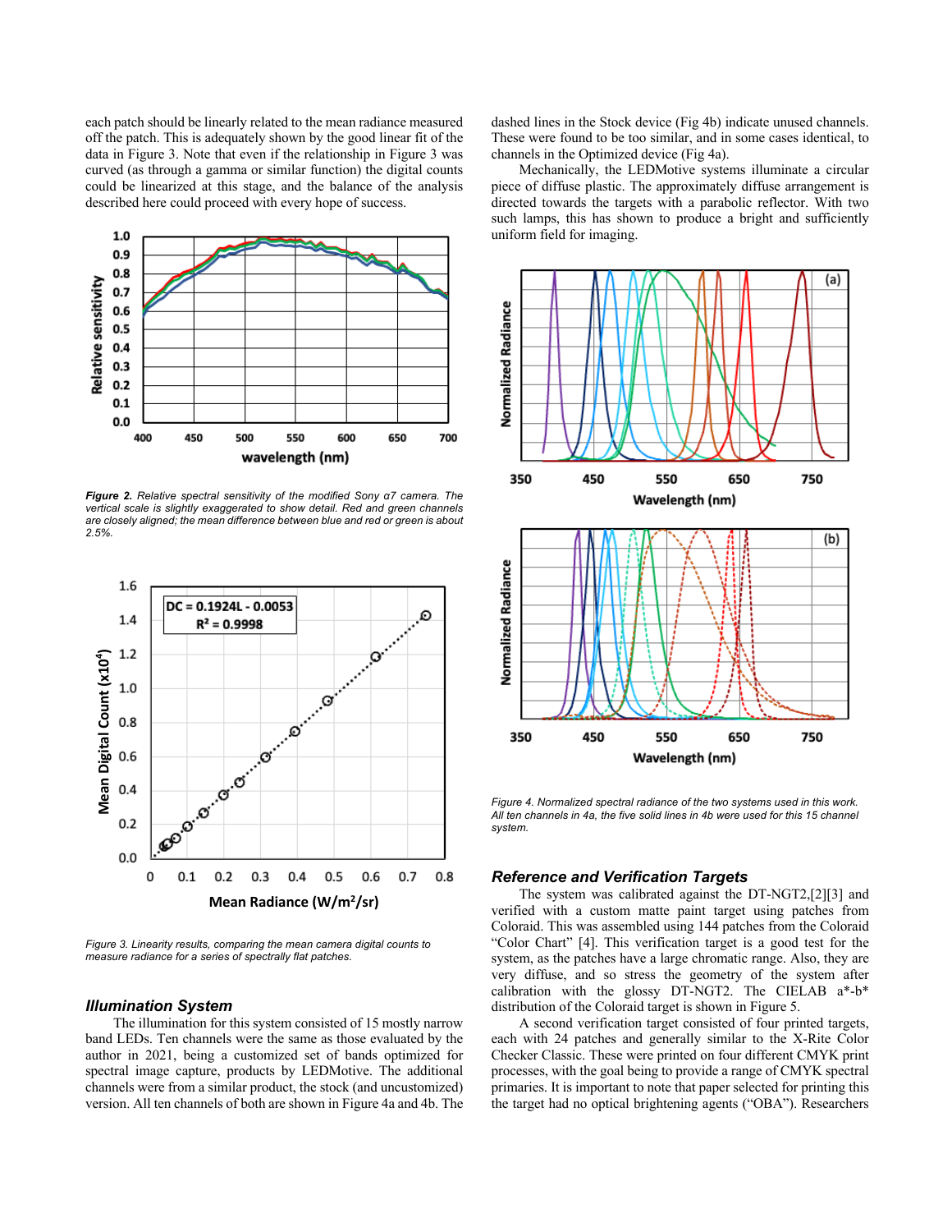each patch should be linearly related to the mean radiance measured off the patch. This is adequately shown by the good linear fit of the data in Figure 3. Note that even if the relationship in Figure 3 was curved (as through a gamma or similar function) the digital counts could be linearized at this stage, and the balance of the analysis described here could proceed with every hope of success.

*Figure 2. Relative spectral sensitivity of the modified Sony α7 camera. The vertical scale is slightly exaggerated to show detail. Red and green channels are closely aligned; the mean difference between blue and red or green is about 2.5%.*

*Figure 3. Linearity results, comparing the mean camera digital counts to measure radiance for a series of spectrally flat patches.*

### Illumination System

The illumination for this system consisted of 15 mostly narrow band LEDs. Ten channels were the same as those evaluated by the author in 2021, being a customized set of bands optimized for spectral image capture, products by LEDMotive. The additional channels were from a similar product, the stock (and uncustomized) version. All ten channels of both are shown in Figure 4a and 4b. The dashed lines in the Stock device (Fig 4b) indicate unused channels. These were found to be too similar, and in some cases identical, to channels in the Optimized device (Fig 4a).

Mechanically, the LEDMotive systems illuminate a circular piece of diffuse plastic. The approximately diffuse arrangement is directed towards the targets with a parabolic reflector. With two such lamps, this has shown to produce a bright and sufficiently uniform field for imaging.

*Figure 4. Normalized spectral radiance of the two systems used in this work. All ten channels in 4a, the five solid lines in 4b were used for this 15 channel system.*

### Reference and Verification Targets

The system was calibrated against the DT-NGT2,[2][3] and verified with a custom matte paint target using patches from Coloraid. This was assembled using 144 patches from the Coloraid "Color Chart" [4]. This verification target is a good test for the system, as the patches have a large chromatic range. Also, they are very diffuse, and so stress the geometry of the system after calibration with the glossy DT-NGT2. The CIELAB a*-b* distribution of the Coloraid target is shown in Figure 5.

A second verification target consisted of four printed targets, each with 24 patches and generally similar to the X-Rite Color Checker Classic. These were printed on four different CMYK print processes, with the goal being to provide a range of CMYK spectral primaries. It is important to note that paper selected for printing this the target had no optical brightening agents ("OBA"). Researchers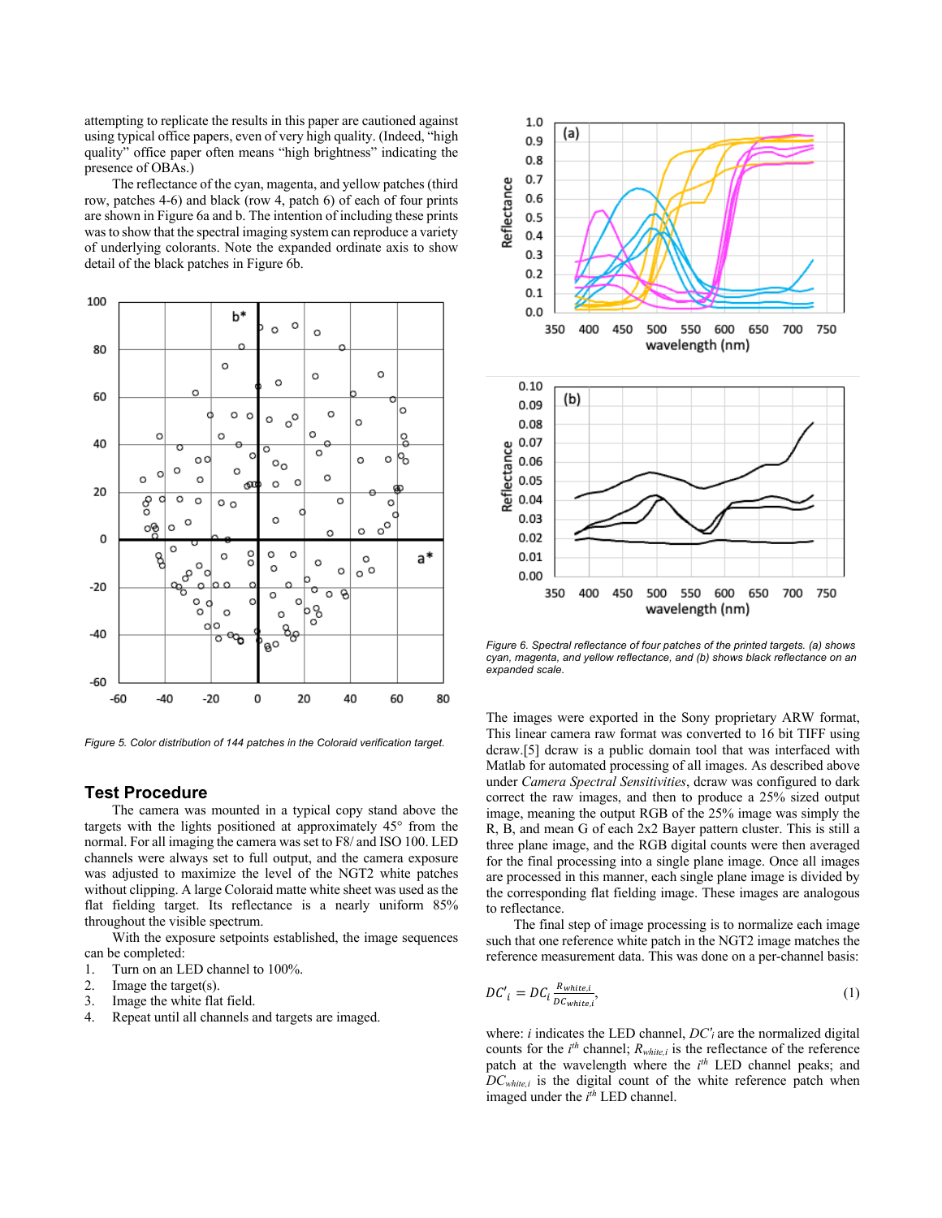attempting to replicate the results in this paper are cautioned against using typical office papers, even of very high quality. (Indeed, "high quality" office paper often means "high brightness" indicating the presence of OBAs.)

The reflectance of the cyan, magenta, and yellow patches (third row, patches 4-6) and black (row 4, patch 6) of each of four prints are shown in Figure 6a and b. The intention of including these prints was to show that the spectral imaging system can reproduce a variety of underlying colorants. Note the expanded ordinate axis to show detail of the black patches in Figure 6b.

*Figure 5. Color distribution of 144 patches in the Coloraid verification target.*

## Test Procedure

The camera was mounted in a typical copy stand above the targets with the lights positioned at approximately 45° from the normal. For all imaging the camera was set to F8/ and ISO 100. LED channels were always set to full output, and the camera exposure was adjusted to maximize the level of the NGT2 white patches without clipping. A large Coloraid matte white sheet was used as the flat fielding target. Its reflectance is a nearly uniform 85% throughout the visible spectrum.

With the exposure setpoints established, the image sequences can be completed:

1. Turn on an LED channel to 100%.
2. Image the target(s).
3. Image the white flat field.
4. Repeat until all channels and targets are imaged.

*Figure 6. Spectral reflectance of four patches of the printed targets. (a) shows cyan, magenta, and yellow reflectance, and (b) shows black reflectance on an expanded scale.*

The images were exported in the Sony proprietary ARW format, This linear camera raw format was converted to 16 bit TIFF using dcraw.[5] dcraw is a public domain tool that was interfaced with Matlab for automated processing of all images. As described above under *Camera Spectral Sensitivities*, dcraw was configured to dark correct the raw images, and then to produce a 25% sized output image, meaning the output RGB of the 25% image was simply the R, B, and mean G of each 2x2 Bayer pattern cluster. This is still a three plane image, and the RGB digital counts were then averaged for the final processing into a single plane image. Once all images are processed in this manner, each single plane image is divided by the corresponding flat fielding image. These images are analogous to reflectance.

The final step of image processing is to normalize each image such that one reference white patch in the NGT2 image matches the reference measurement data. This was done on a per-channel basis:

$$DC'_i = DC_i \frac{R_{white,i}}{DC_{white,i}}, \tag{1}$$

where: $i$ indicates the LED channel, $DC'_i$ are the normalized digital counts for the $i^{th}$ channel; $R_{white,i}$ is the reflectance of the reference patch at the wavelength where the $i^{th}$ LED channel peaks; and $DC_{white,i}$ is the digital count of the white reference patch when imaged under the $i^{th}$ LED channel.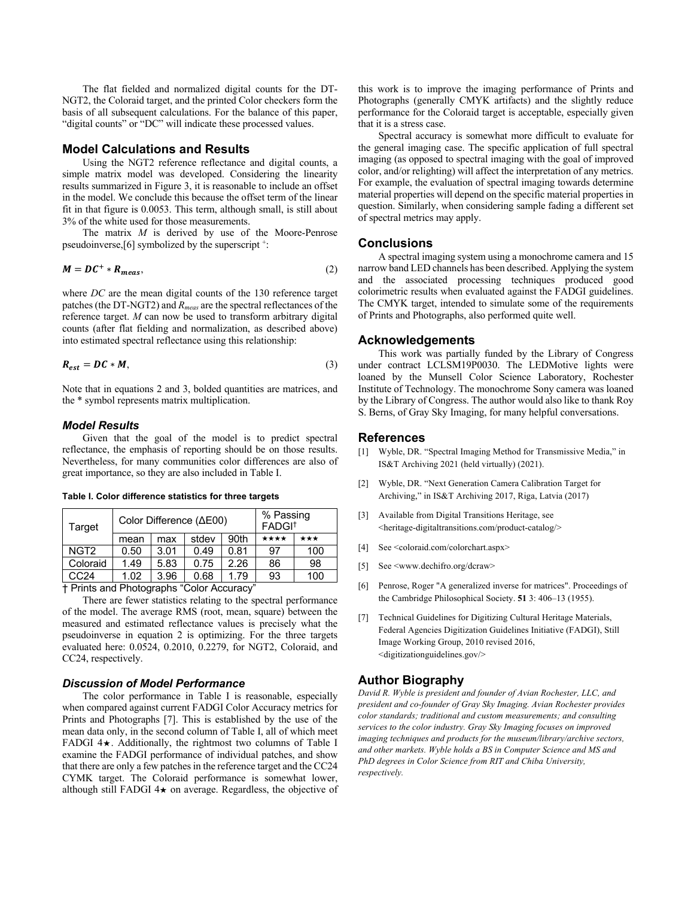The flat fielded and normalized digital counts for the DT-NGT2, the Coloraid target, and the printed Color checkers form the basis of all subsequent calculations. For the balance of this paper, "digital counts" or "DC" will indicate these processed values.

## Model Calculations and Results

Using the NGT2 reference reflectance and digital counts, a simple matrix model was developed. Considering the linearity results summarized in Figure 3, it is reasonable to include an offset in the model. We conclude this because the offset term of the linear fit in that figure is 0.0053. This term, although small, is still about 3% of the white used for those measurements.

The matrix *M* is derived by use of the Moore-Penrose pseudoinverse,[6] symbolized by the superscript $^+$:

$$\boldsymbol{M} = \boldsymbol{DC}^{+} * \boldsymbol{R_{meas}}, \tag{2}$$

where *DC* are the mean digital counts of the 130 reference target patches (the DT-NGT2) and $R_{meas}$ are the spectral reflectances of the reference target. *M* can now be used to transform arbitrary digital counts (after flat fielding and normalization, as described above) into estimated spectral reflectance using this relationship:

$$\boldsymbol{R_{est}} = \boldsymbol{DC} * \boldsymbol{M}, \tag{3}$$

Note that in equations 2 and 3, bolded quantities are matrices, and the * symbol represents matrix multiplication.

### *Model Results*

Given that the goal of the model is to predict spectral reflectance, the emphasis of reporting should be on those results. Nevertheless, for many communities color differences are also of great importance, so they are also included in Table I.

**Table I. Color difference statistics for three targets**

| Target | Color Difference (ΔE00) | | | | % Passing FADGI† | |
|---|---|---|---|---|---|---|
| | mean | max | stdev | 90th | ★★★★ | ★★★ |
| NGT2 | 0.50 | 3.01 | 0.49 | 0.81 | 97 | 100 |
| Coloraid | 1.49 | 5.83 | 0.75 | 2.26 | 86 | 98 |
| CC24 | 1.02 | 3.96 | 0.68 | 1.79 | 93 | 100 |

† Prints and Photographs "Color Accuracy"

There are fewer statistics relating to the spectral performance of the model. The average RMS (root, mean, square) between the measured and estimated reflectance values is precisely what the pseudoinverse in equation 2 is optimizing. For the three targets evaluated here: 0.0524, 0.2010, 0.2279, for NGT2, Coloraid, and CC24, respectively.

### *Discussion of Model Performance*

The color performance in Table I is reasonable, especially when compared against current FADGI Color Accuracy metrics for Prints and Photographs [7]. This is established by the use of the mean data only, in the second column of Table I, all of which meet FADGI 4★. Additionally, the rightmost two columns of Table I examine the FADGI performance of individual patches, and show that there are only a few patches in the reference target and the CC24 CYMK target. The Coloraid performance is somewhat lower, although still FADGI 4★ on average. Regardless, the objective of this work is to improve the imaging performance of Prints and Photographs (generally CMYK artifacts) and the slightly reduce performance for the Coloraid target is acceptable, especially given that it is a stress case.

Spectral accuracy is somewhat more difficult to evaluate for the general imaging case. The specific application of full spectral imaging (as opposed to spectral imaging with the goal of improved color, and/or relighting) will affect the interpretation of any metrics. For example, the evaluation of spectral imaging towards determine material properties will depend on the specific material properties in question. Similarly, when considering sample fading a different set of spectral metrics may apply.

## Conclusions

A spectral imaging system using a monochrome camera and 15 narrow band LED channels has been described. Applying the system and the associated processing techniques produced good colorimetric results when evaluated against the FADGI guidelines. The CMYK target, intended to simulate some of the requirements of Prints and Photographs, also performed quite well.

## Acknowledgements

This work was partially funded by the Library of Congress under contract LCLSM19P0030. The LEDMotive lights were loaned by the Munsell Color Science Laboratory, Rochester Institute of Technology. The monochrome Sony camera was loaned by the Library of Congress. The author would also like to thank Roy S. Berns, of Gray Sky Imaging, for many helpful conversations.

## References

[1] Wyble, DR. "Spectral Imaging Method for Transmissive Media," in IS&T Archiving 2021 (held virtually) (2021).

[2] Wyble, DR. "Next Generation Camera Calibration Target for Archiving," in IS&T Archiving 2017, Riga, Latvia (2017)

[3] Available from Digital Transitions Heritage, see <heritage-digitaltransitions.com/product-catalog/>

[4] See <coloraid.com/colorchart.aspx>

[5] See <www.dechifro.org/dcraw>

[6] Penrose, Roger "A generalized inverse for matrices". Proceedings of the Cambridge Philosophical Society. **51** 3: 406–13 (1955).

[7] Technical Guidelines for Digitizing Cultural Heritage Materials, Federal Agencies Digitization Guidelines Initiative (FADGI), Still Image Working Group, 2010 revised 2016, <digitizationguidelines.gov/>

## Author Biography

*David R. Wyble is president and founder of Avian Rochester, LLC, and president and co-founder of Gray Sky Imaging. Avian Rochester provides color standards; traditional and custom measurements; and consulting services to the color industry. Gray Sky Imaging focuses on improved imaging techniques and products for the museum/library/archive sectors, and other markets. Wyble holds a BS in Computer Science and MS and PhD degrees in Color Science from RIT and Chiba University, respectively.*